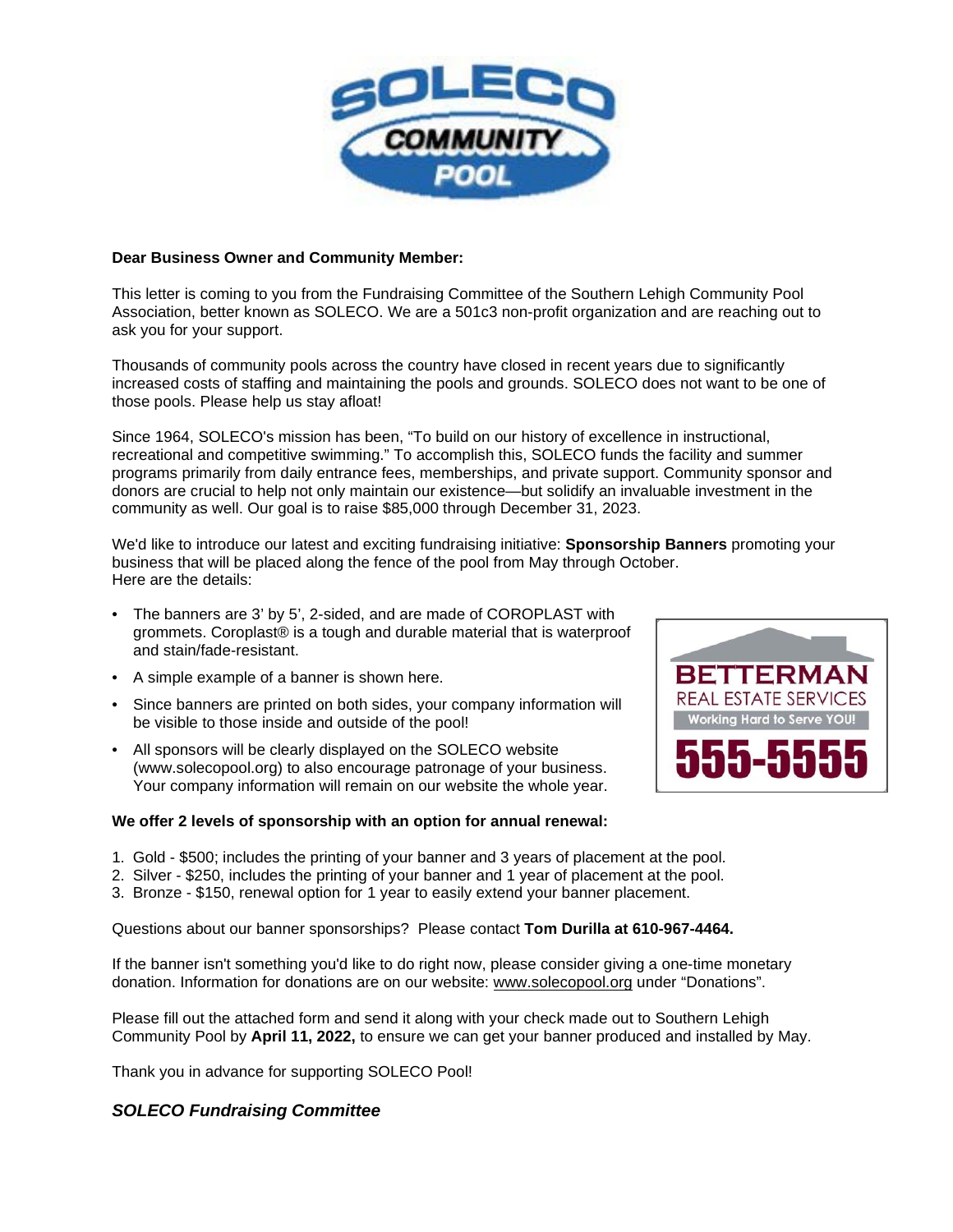**Dear Business Owner and Community Member:**

This letter is coming to you from the Fundraising Committee of the Southern Lehigh Community Pool Association, better known as SOLECO. We are a 501c3 non-profit organization and are reaching out to ask you for your support.

Thousands of community pools across the country have closed in recent years due to significantly increased costs of staffing and maintaining the pools and grounds. SOLECO does not want to be one of those pools. Please help us stay afloat!

Since 1964, SOLECO's mission has been, "To build on our history of excellence in instructional, recreational and competitive swimming." To accomplish this, SOLECO funds the facility and summer programs primarily from daily entrance fees, memberships, and private support. Community sponsor and donors are crucial to help not only maintain our existence—but solidify an invaluable investment in the community as well. Our goal is to raise $85,000 through December 31, 2023.

We'd like to introduce our latest and exciting fundraising initiative: **Sponsorship Banners** promoting your business that will be placed along the fence of the pool from May through October.
Here are the details:

- The banners are 3' by 5', 2-sided, and are made of COROPLAST with grommets. Coroplast® is a tough and durable material that is waterproof and stain/fade-resistant.
- A simple example of a banner is shown here.
- Since banners are printed on both sides, your company information will be visible to those inside and outside of the pool!
- All sponsors will be clearly displayed on the SOLECO website (www.solecopool.org) to also encourage patronage of your business. Your company information will remain on our website the whole year.

**We offer 2 levels of sponsorship with an option for annual renewal:**

1. Gold - $500; includes the printing of your banner and 3 years of placement at the pool.
2. Silver - $250, includes the printing of your banner and 1 year of placement at the pool.
3. Bronze - $150, renewal option for 1 year to easily extend your banner placement.

Questions about our banner sponsorships? Please contact **Tom Durilla at 610-967-4464.**

If the banner isn't something you'd like to do right now, please consider giving a one-time monetary donation. Information for donations are on our website: www.solecopool.org under "Donations".

Please fill out the attached form and send it along with your check made out to Southern Lehigh Community Pool by **April 11, 2022,** to ensure we can get your banner produced and installed by May.

Thank you in advance for supporting SOLECO Pool!

***SOLECO Fundraising Committee***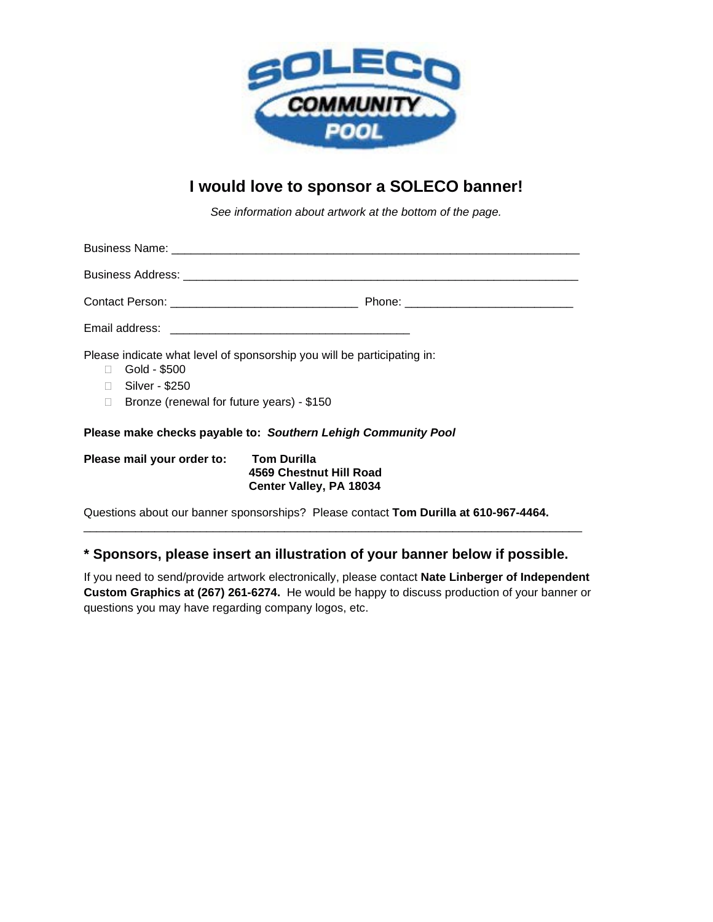# I would love to sponsor a SOLECO banner!

*See information about artwork at the bottom of the page.*

Business Name: ___________________________________________________________________

Business Address: _________________________________________________________________

Contact Person: ______________________________ Phone: __________________________

Email address: _______________________________________

Please indicate what level of sponsorship you will be participating in:

- ☐ Gold - $500
- ☐ Silver - $250
- ☐ Bronze (renewal for future years) - $150

**Please make checks payable to:** ***Southern Lehigh Community Pool***

**Please mail your order to:**
**Tom Durilla**
**4569 Chestnut Hill Road**
**Center Valley, PA 18034**

Questions about our banner sponsorships? Please contact **Tom Durilla at 610-967-4464.**

---

### * Sponsors, please insert an illustration of your banner below if possible.

If you need to send/provide artwork electronically, please contact **Nate Linberger of Independent Custom Graphics at (267) 261-6274.** He would be happy to discuss production of your banner or questions you may have regarding company logos, etc.